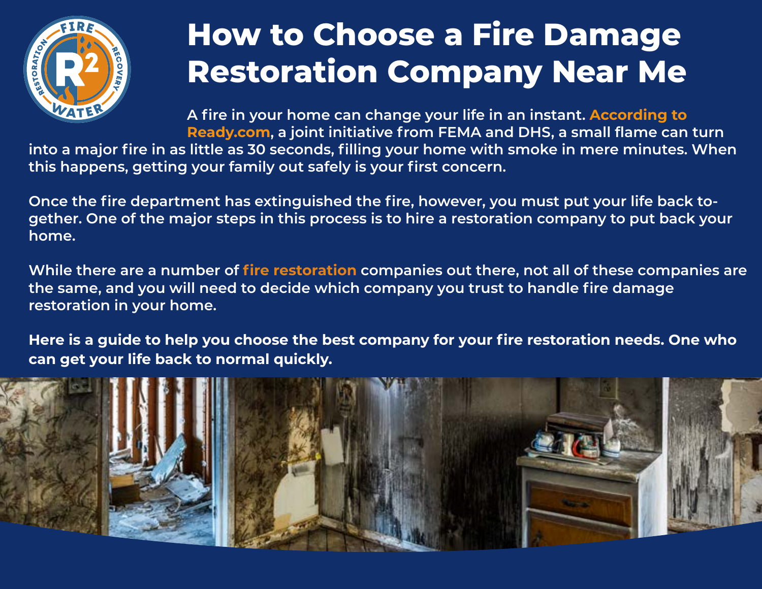# How to Choose a Fire Damage Restoration Company Near Me

A fire in your home can change your life in an instant. According to Ready.com, a joint initiative from FEMA and DHS, a small flame can turn into a major fire in as little as 30 seconds, filling your home with smoke in mere minutes. When this happens, getting your family out safely is your first concern.

Once the fire department has extinguished the fire, however, you must put your life back together. One of the major steps in this process is to hire a restoration company to put back your home.

While there are a number of fire restoration companies out there, not all of these companies are the same, and you will need to decide which company you trust to handle fire damage restoration in your home.

**Here is a guide to help you choose the best company for your fire restoration needs. One who can get your life back to normal quickly.**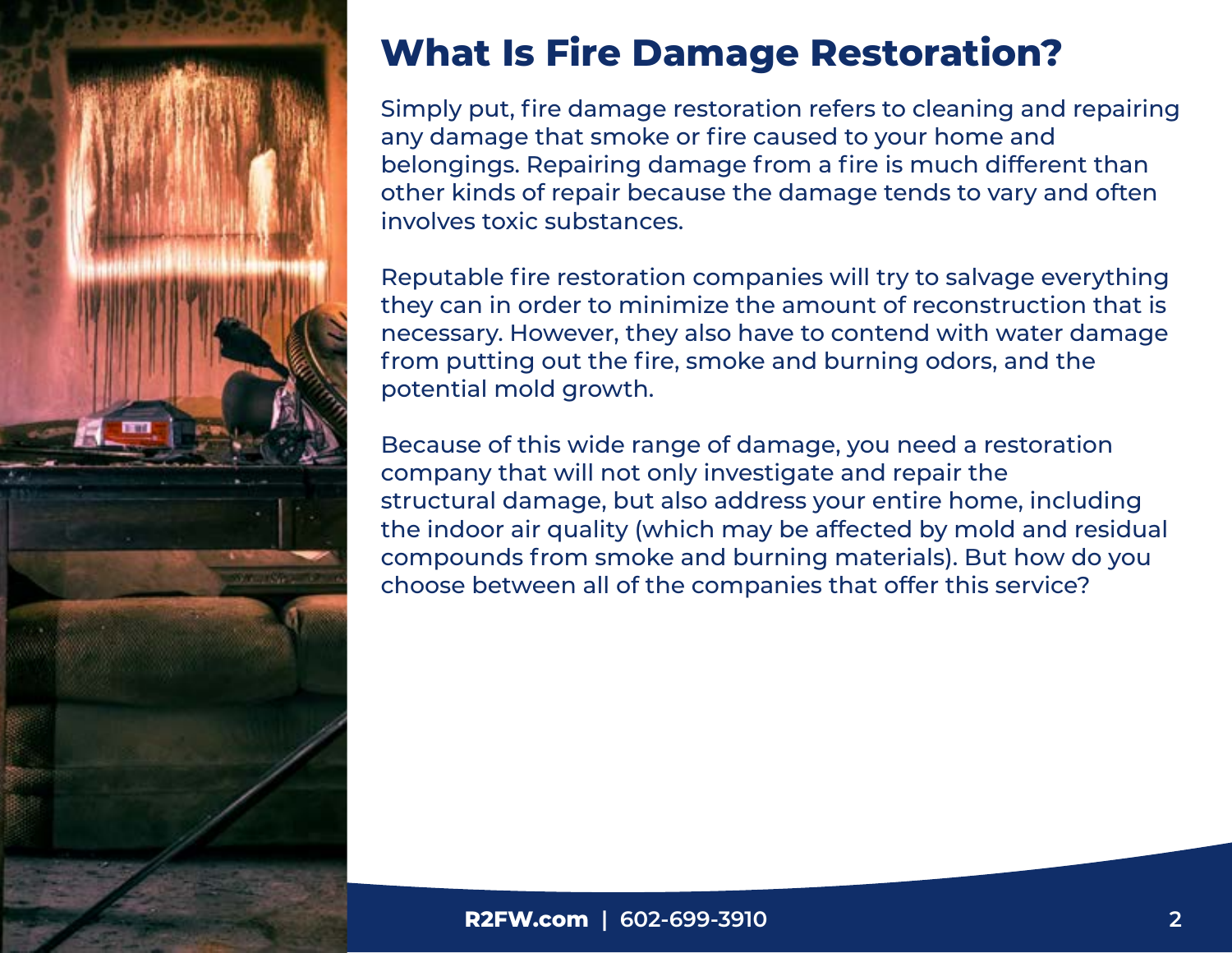# What Is Fire Damage Restoration?

Simply put, fire damage restoration refers to cleaning and repairing any damage that smoke or fire caused to your home and belongings. Repairing damage from a fire is much different than other kinds of repair because the damage tends to vary and often involves toxic substances.

Reputable fire restoration companies will try to salvage everything they can in order to minimize the amount of reconstruction that is necessary. However, they also have to contend with water damage from putting out the fire, smoke and burning odors, and the potential mold growth.

Because of this wide range of damage, you need a restoration company that will not only investigate and repair the structural damage, but also address your entire home, including the indoor air quality (which may be affected by mold and residual compounds from smoke and burning materials). But how do you choose between all of the companies that offer this service?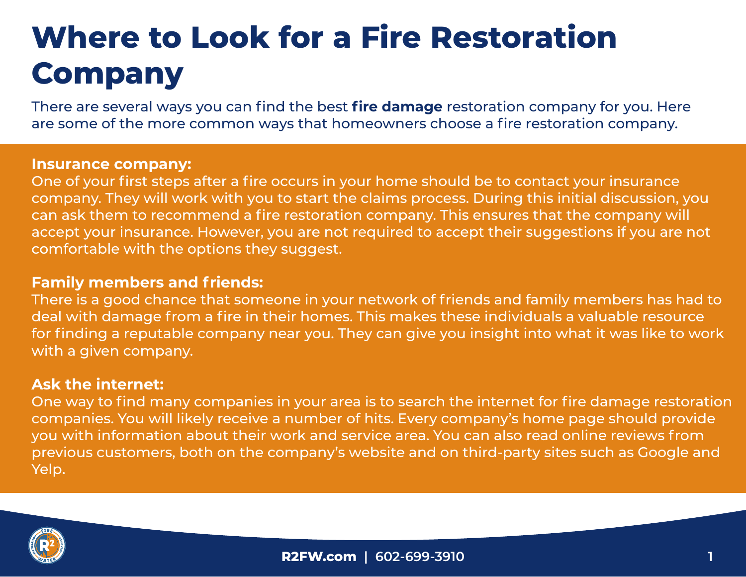# Where to Look for a Fire Restoration Company

There are several ways you can find the best **fire damage** restoration company for you. Here are some of the more common ways that homeowners choose a fire restoration company.

**Insurance company:**
One of your first steps after a fire occurs in your home should be to contact your insurance company. They will work with you to start the claims process. During this initial discussion, you can ask them to recommend a fire restoration company. This ensures that the company will accept your insurance. However, you are not required to accept their suggestions if you are not comfortable with the options they suggest.

**Family members and friends:**
There is a good chance that someone in your network of friends and family members has had to deal with damage from a fire in their homes. This makes these individuals a valuable resource for finding a reputable company near you. They can give you insight into what it was like to work with a given company.

**Ask the internet:**
One way to find many companies in your area is to search the internet for fire damage restoration companies. You will likely receive a number of hits. Every company's home page should provide you with information about their work and service area. You can also read online reviews from previous customers, both on the company's website and on third-party sites such as Google and Yelp.

**R2FW.com | 602-699-3910**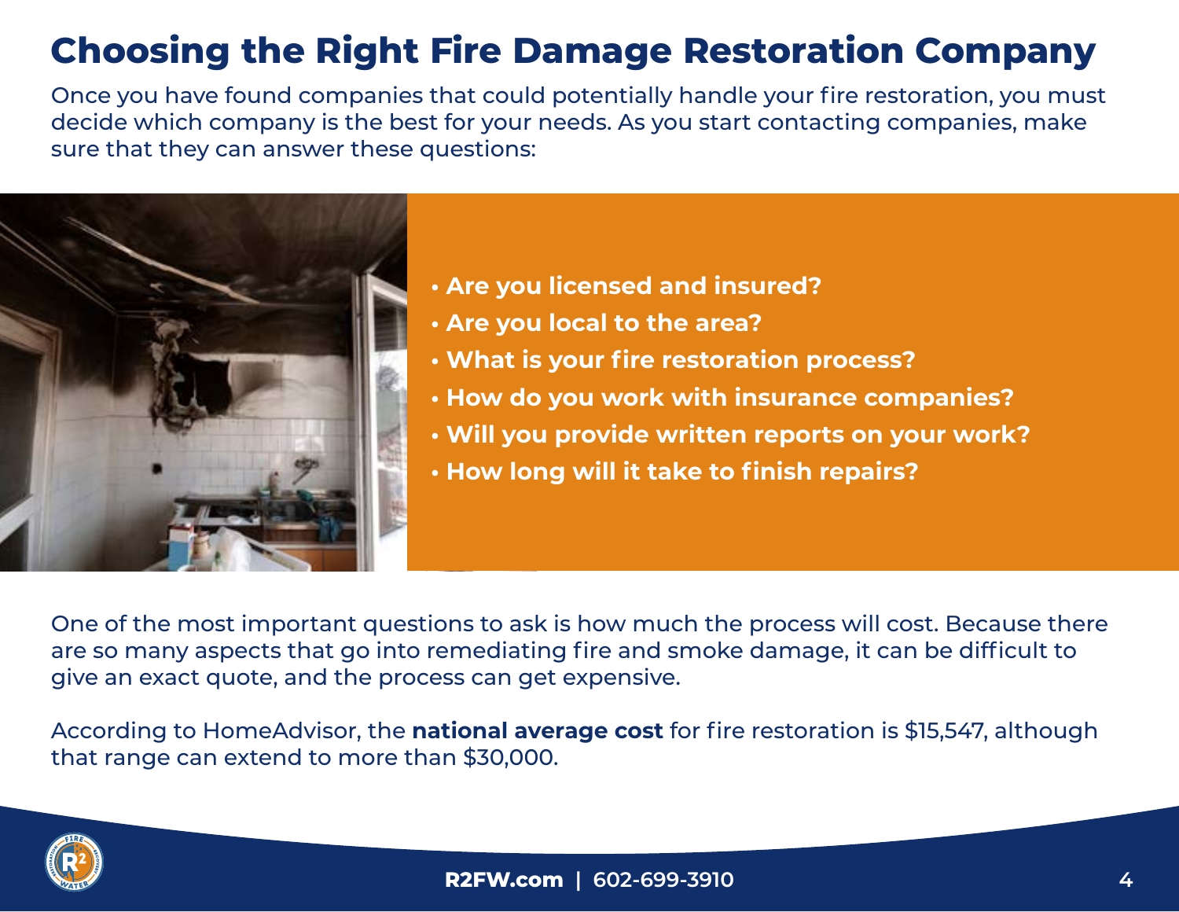# Choosing the Right Fire Damage Restoration Company

Once you have found companies that could potentially handle your fire restoration, you must decide which company is the best for your needs. As you start contacting companies, make sure that they can answer these questions:

- **Are you licensed and insured?**
- **Are you local to the area?**
- **What is your fire restoration process?**
- **How do you work with insurance companies?**
- **Will you provide written reports on your work?**
- **How long will it take to finish repairs?**

One of the most important questions to ask is how much the process will cost. Because there are so many aspects that go into remediating fire and smoke damage, it can be difficult to give an exact quote, and the process can get expensive.

According to HomeAdvisor, the **national average cost** for fire restoration is $15,547, although that range can extend to more than $30,000.

**R2FW.com | 602-699-3910**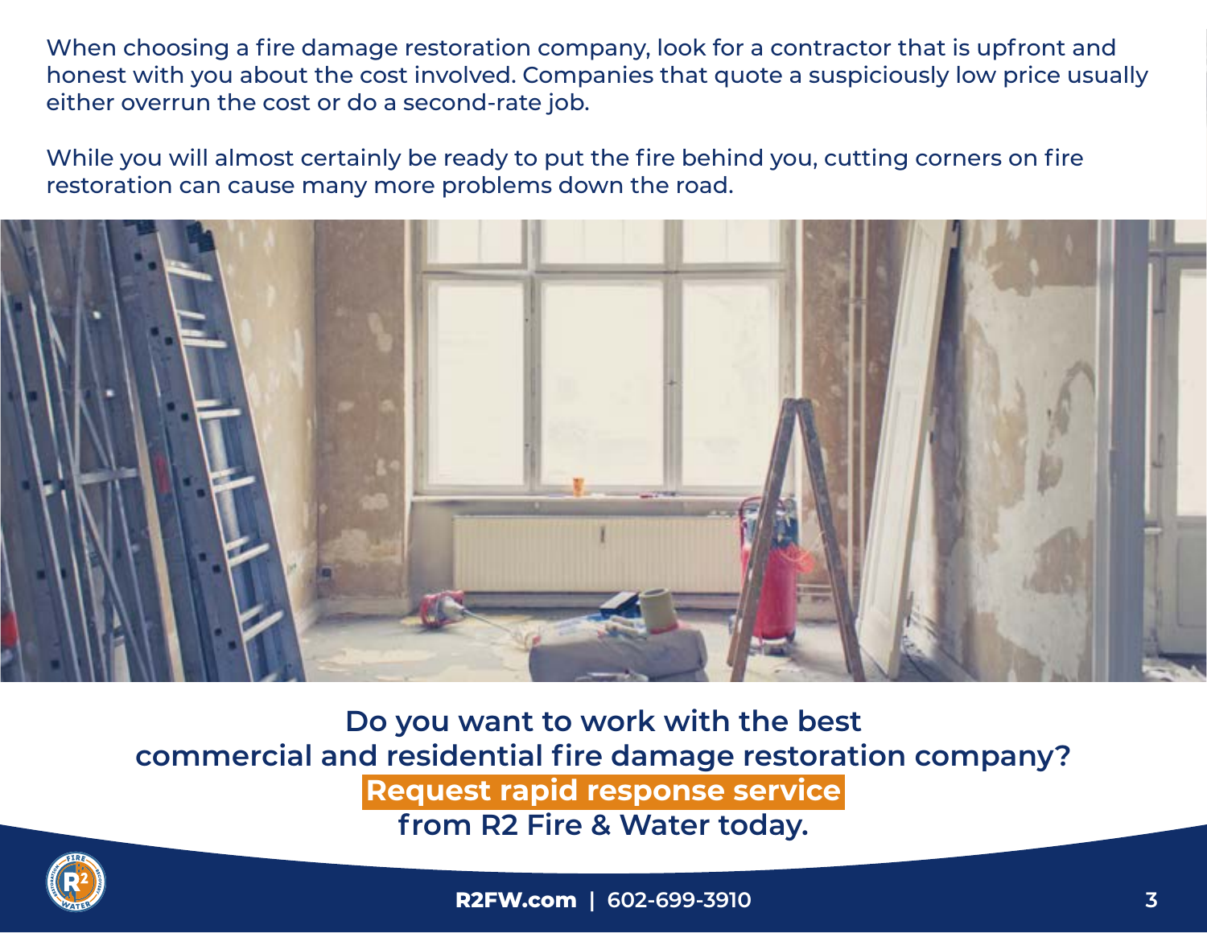When choosing a fire damage restoration company, look for a contractor that is upfront and honest with you about the cost involved. Companies that quote a suspiciously low price usually either overrun the cost or do a second-rate job.

While you will almost certainly be ready to put the fire behind you, cutting corners on fire restoration can cause many more problems down the road.

**Do you want to work with the best commercial and residential fire damage restoration company?**
**Request rapid response service**
**from R2 Fire & Water today.**

**R2FW.com | 602-699-3910**